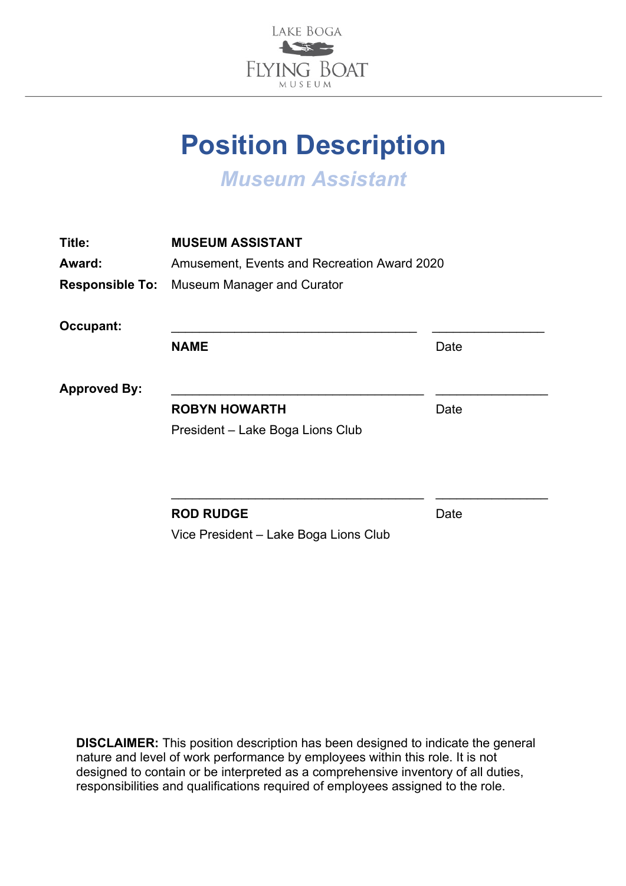LAKE BOGA

FLYING BOAT

MUSEUM

# Position Description

## *Museum Assistant*

**Title:** **MUSEUM ASSISTANT**

**Award:** Amusement, Events and Recreation Award 2020

**Responsible To:** Museum Manager and Curator

**Occupant:** ______________________________ ______________

**NAME** Date

**Approved By:** ______________________________ ______________

**ROBYN HOWARTH** Date

President – Lake Boga Lions Club

______________________________ ______________

**ROD RUDGE** Date

Vice President – Lake Boga Lions Club

**DISCLAIMER:** This position description has been designed to indicate the general nature and level of work performance by employees within this role. It is not designed to contain or be interpreted as a comprehensive inventory of all duties, responsibilities and qualifications required of employees assigned to the role.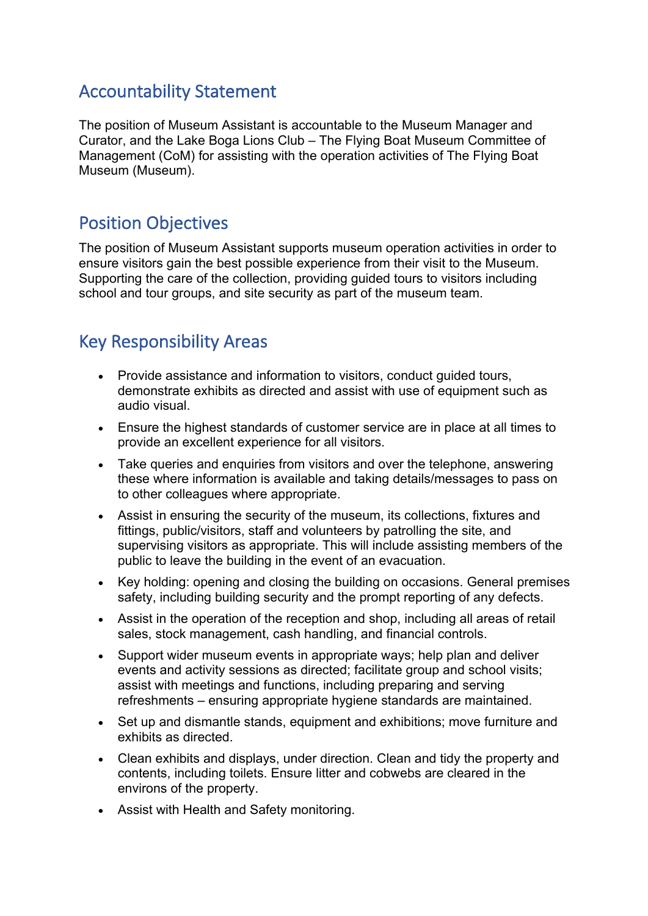## Accountability Statement

The position of Museum Assistant is accountable to the Museum Manager and Curator, and the Lake Boga Lions Club – The Flying Boat Museum Committee of Management (CoM) for assisting with the operation activities of The Flying Boat Museum (Museum).

## Position Objectives

The position of Museum Assistant supports museum operation activities in order to ensure visitors gain the best possible experience from their visit to the Museum. Supporting the care of the collection, providing guided tours to visitors including school and tour groups, and site security as part of the museum team.

## Key Responsibility Areas

- Provide assistance and information to visitors, conduct guided tours, demonstrate exhibits as directed and assist with use of equipment such as audio visual.
- Ensure the highest standards of customer service are in place at all times to provide an excellent experience for all visitors.
- Take queries and enquiries from visitors and over the telephone, answering these where information is available and taking details/messages to pass on to other colleagues where appropriate.
- Assist in ensuring the security of the museum, its collections, fixtures and fittings, public/visitors, staff and volunteers by patrolling the site, and supervising visitors as appropriate. This will include assisting members of the public to leave the building in the event of an evacuation.
- Key holding: opening and closing the building on occasions. General premises safety, including building security and the prompt reporting of any defects.
- Assist in the operation of the reception and shop, including all areas of retail sales, stock management, cash handling, and financial controls.
- Support wider museum events in appropriate ways; help plan and deliver events and activity sessions as directed; facilitate group and school visits; assist with meetings and functions, including preparing and serving refreshments – ensuring appropriate hygiene standards are maintained.
- Set up and dismantle stands, equipment and exhibitions; move furniture and exhibits as directed.
- Clean exhibits and displays, under direction. Clean and tidy the property and contents, including toilets. Ensure litter and cobwebs are cleared in the environs of the property.
- Assist with Health and Safety monitoring.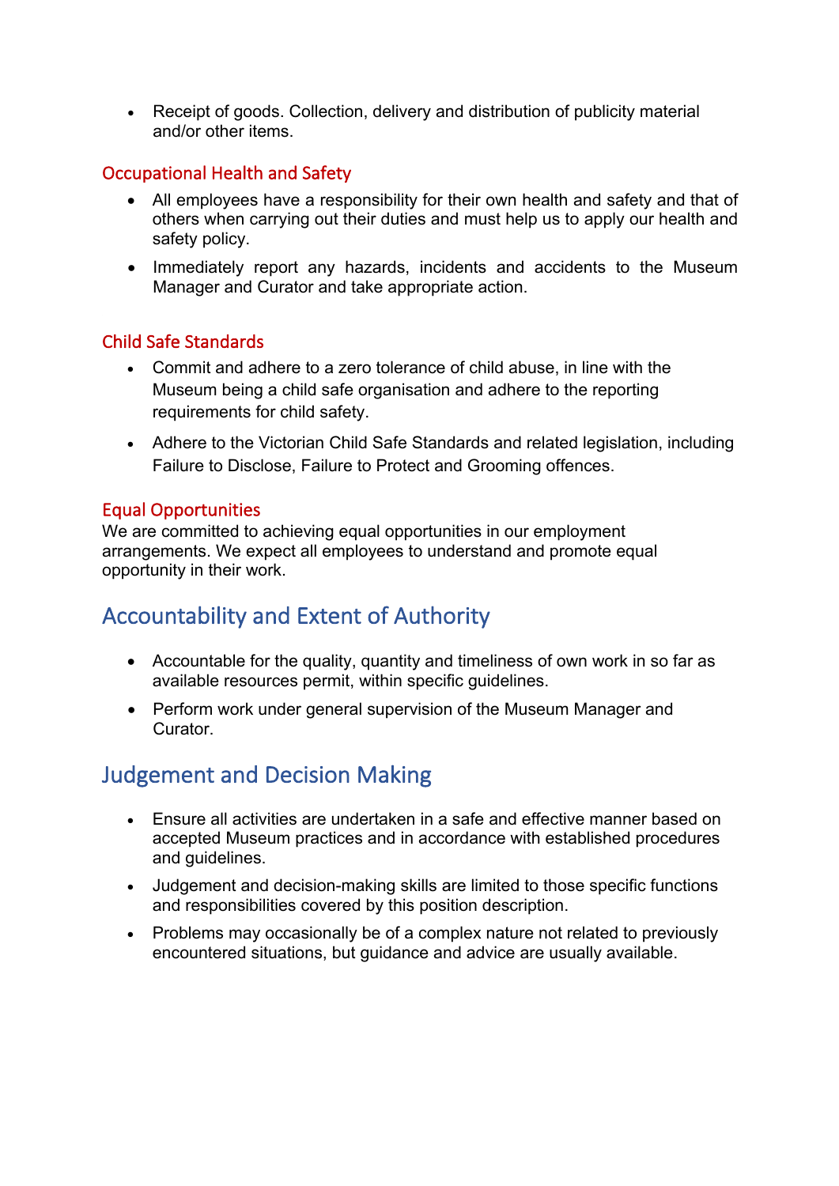- Receipt of goods. Collection, delivery and distribution of publicity material and/or other items.

### Occupational Health and Safety

- All employees have a responsibility for their own health and safety and that of others when carrying out their duties and must help us to apply our health and safety policy.
- Immediately report any hazards, incidents and accidents to the Museum Manager and Curator and take appropriate action.

### Child Safe Standards

- Commit and adhere to a zero tolerance of child abuse, in line with the Museum being a child safe organisation and adhere to the reporting requirements for child safety.
- Adhere to the Victorian Child Safe Standards and related legislation, including Failure to Disclose, Failure to Protect and Grooming offences.

### Equal Opportunities

We are committed to achieving equal opportunities in our employment arrangements. We expect all employees to understand and promote equal opportunity in their work.

## Accountability and Extent of Authority

- Accountable for the quality, quantity and timeliness of own work in so far as available resources permit, within specific guidelines.
- Perform work under general supervision of the Museum Manager and Curator.

## Judgement and Decision Making

- Ensure all activities are undertaken in a safe and effective manner based on accepted Museum practices and in accordance with established procedures and guidelines.
- Judgement and decision-making skills are limited to those specific functions and responsibilities covered by this position description.
- Problems may occasionally be of a complex nature not related to previously encountered situations, but guidance and advice are usually available.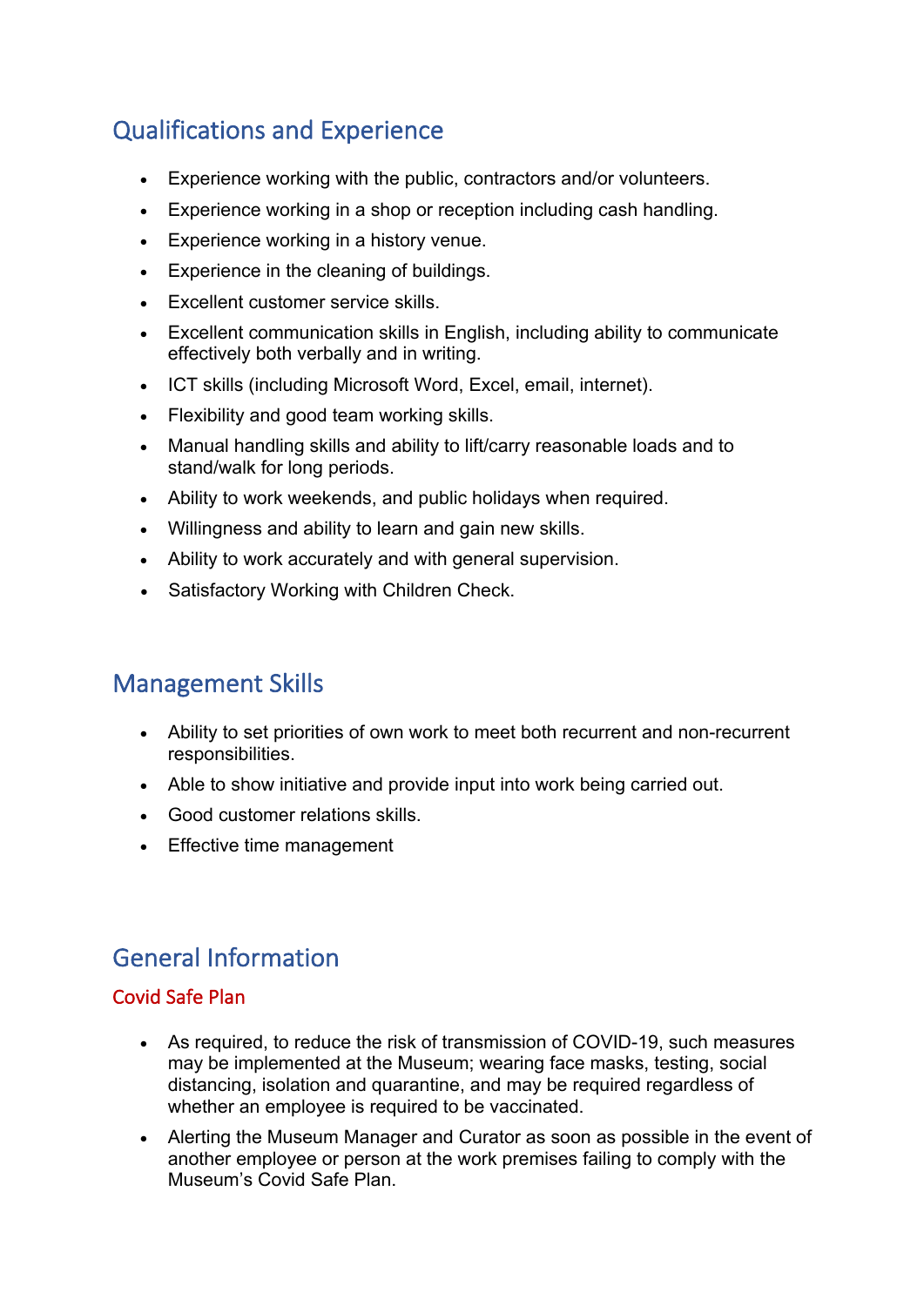## Qualifications and Experience

- Experience working with the public, contractors and/or volunteers.
- Experience working in a shop or reception including cash handling.
- Experience working in a history venue.
- Experience in the cleaning of buildings.
- Excellent customer service skills.
- Excellent communication skills in English, including ability to communicate effectively both verbally and in writing.
- ICT skills (including Microsoft Word, Excel, email, internet).
- Flexibility and good team working skills.
- Manual handling skills and ability to lift/carry reasonable loads and to stand/walk for long periods.
- Ability to work weekends, and public holidays when required.
- Willingness and ability to learn and gain new skills.
- Ability to work accurately and with general supervision.
- Satisfactory Working with Children Check.

## Management Skills

- Ability to set priorities of own work to meet both recurrent and non-recurrent responsibilities.
- Able to show initiative and provide input into work being carried out.
- Good customer relations skills.
- Effective time management

## General Information

### Covid Safe Plan

- As required, to reduce the risk of transmission of COVID-19, such measures may be implemented at the Museum; wearing face masks, testing, social distancing, isolation and quarantine, and may be required regardless of whether an employee is required to be vaccinated.
- Alerting the Museum Manager and Curator as soon as possible in the event of another employee or person at the work premises failing to comply with the Museum's Covid Safe Plan.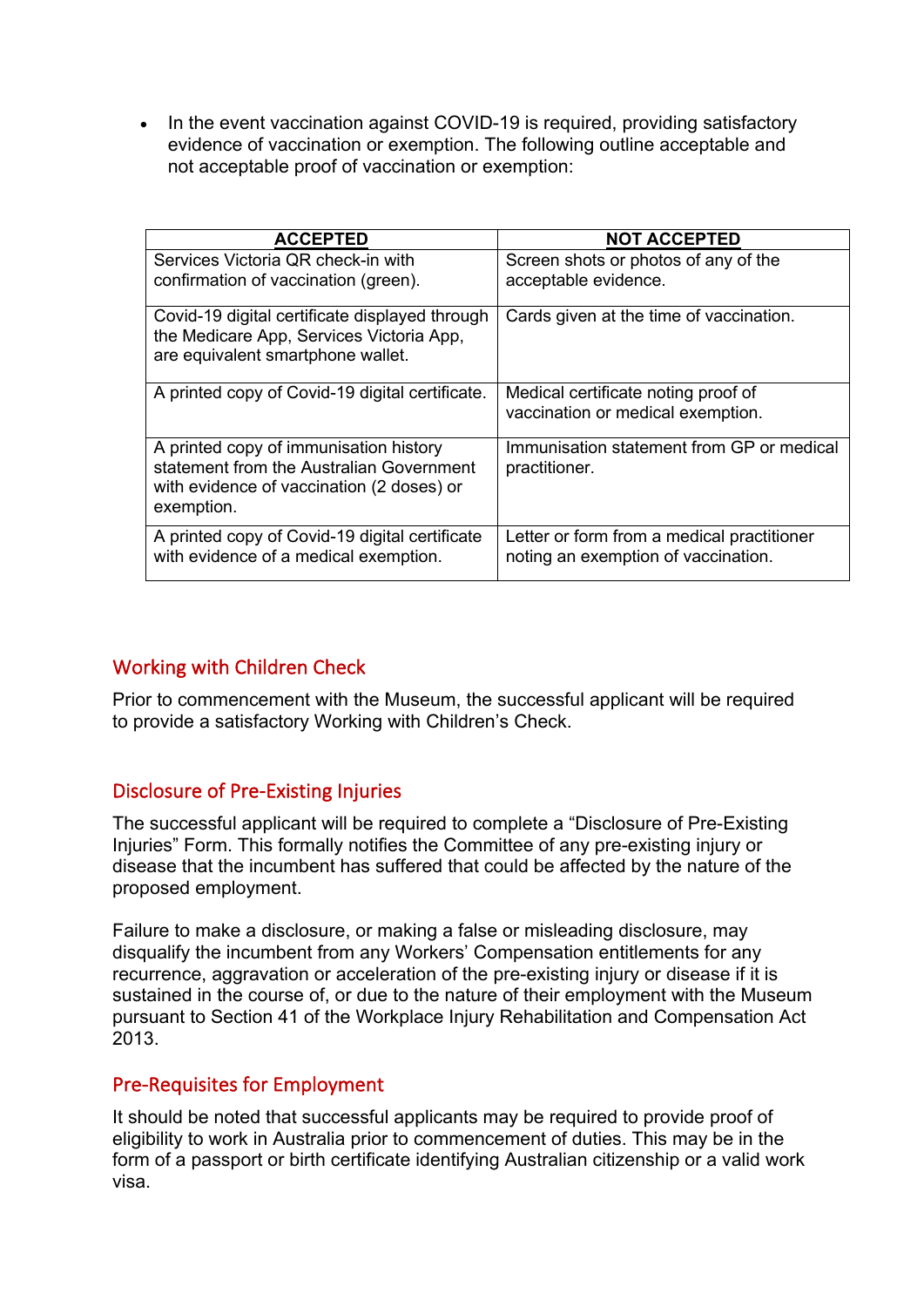- In the event vaccination against COVID-19 is required, providing satisfactory evidence of vaccination or exemption. The following outline acceptable and not acceptable proof of vaccination or exemption:

| **ACCEPTED** | **NOT ACCEPTED** |
|---|---|
| Services Victoria QR check-in with confirmation of vaccination (green). | Screen shots or photos of any of the acceptable evidence. |
| Covid-19 digital certificate displayed through the Medicare App, Services Victoria App, are equivalent smartphone wallet. | Cards given at the time of vaccination. |
| A printed copy of Covid-19 digital certificate. | Medical certificate noting proof of vaccination or medical exemption. |
| A printed copy of immunisation history statement from the Australian Government with evidence of vaccination (2 doses) or exemption. | Immunisation statement from GP or medical practitioner. |
| A printed copy of Covid-19 digital certificate with evidence of a medical exemption. | Letter or form from a medical practitioner noting an exemption of vaccination. |

## Working with Children Check

Prior to commencement with the Museum, the successful applicant will be required to provide a satisfactory Working with Children's Check.

## Disclosure of Pre-Existing Injuries

The successful applicant will be required to complete a "Disclosure of Pre-Existing Injuries" Form. This formally notifies the Committee of any pre-existing injury or disease that the incumbent has suffered that could be affected by the nature of the proposed employment.

Failure to make a disclosure, or making a false or misleading disclosure, may disqualify the incumbent from any Workers' Compensation entitlements for any recurrence, aggravation or acceleration of the pre-existing injury or disease if it is sustained in the course of, or due to the nature of their employment with the Museum pursuant to Section 41 of the Workplace Injury Rehabilitation and Compensation Act 2013.

## Pre-Requisites for Employment

It should be noted that successful applicants may be required to provide proof of eligibility to work in Australia prior to commencement of duties. This may be in the form of a passport or birth certificate identifying Australian citizenship or a valid work visa.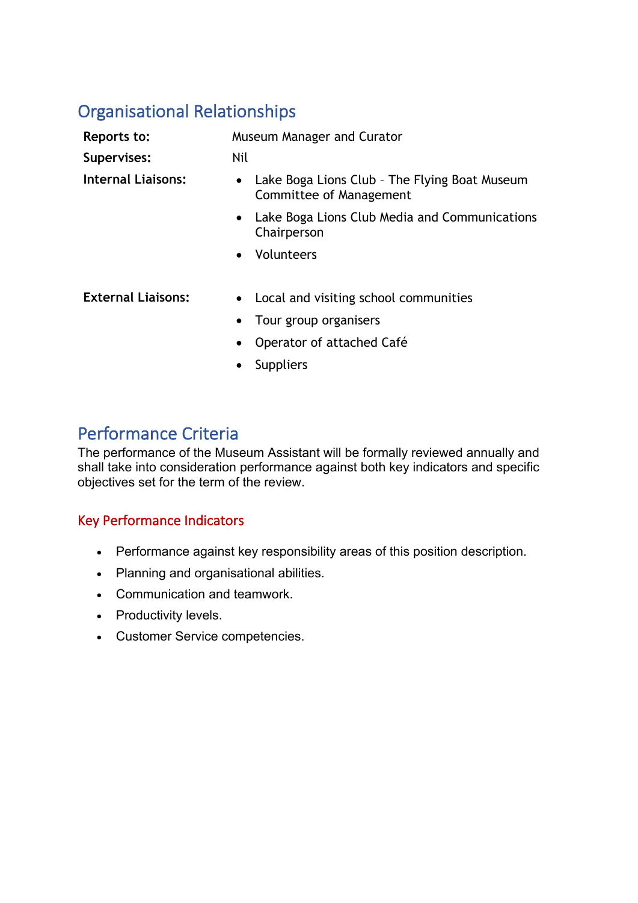## Organisational Relationships

| | |
|---|---|
| **Reports to:** | Museum Manager and Curator |
| **Supervises:** | Nil |
| **Internal Liaisons:** | • Lake Boga Lions Club – The Flying Boat Museum Committee of Management<br>• Lake Boga Lions Club Media and Communications Chairperson<br>• Volunteers |
| **External Liaisons:** | • Local and visiting school communities<br>• Tour group organisers<br>• Operator of attached Café<br>• Suppliers |

## Performance Criteria

The performance of the Museum Assistant will be formally reviewed annually and shall take into consideration performance against both key indicators and specific objectives set for the term of the review.

### Key Performance Indicators

- Performance against key responsibility areas of this position description.
- Planning and organisational abilities.
- Communication and teamwork.
- Productivity levels.
- Customer Service competencies.